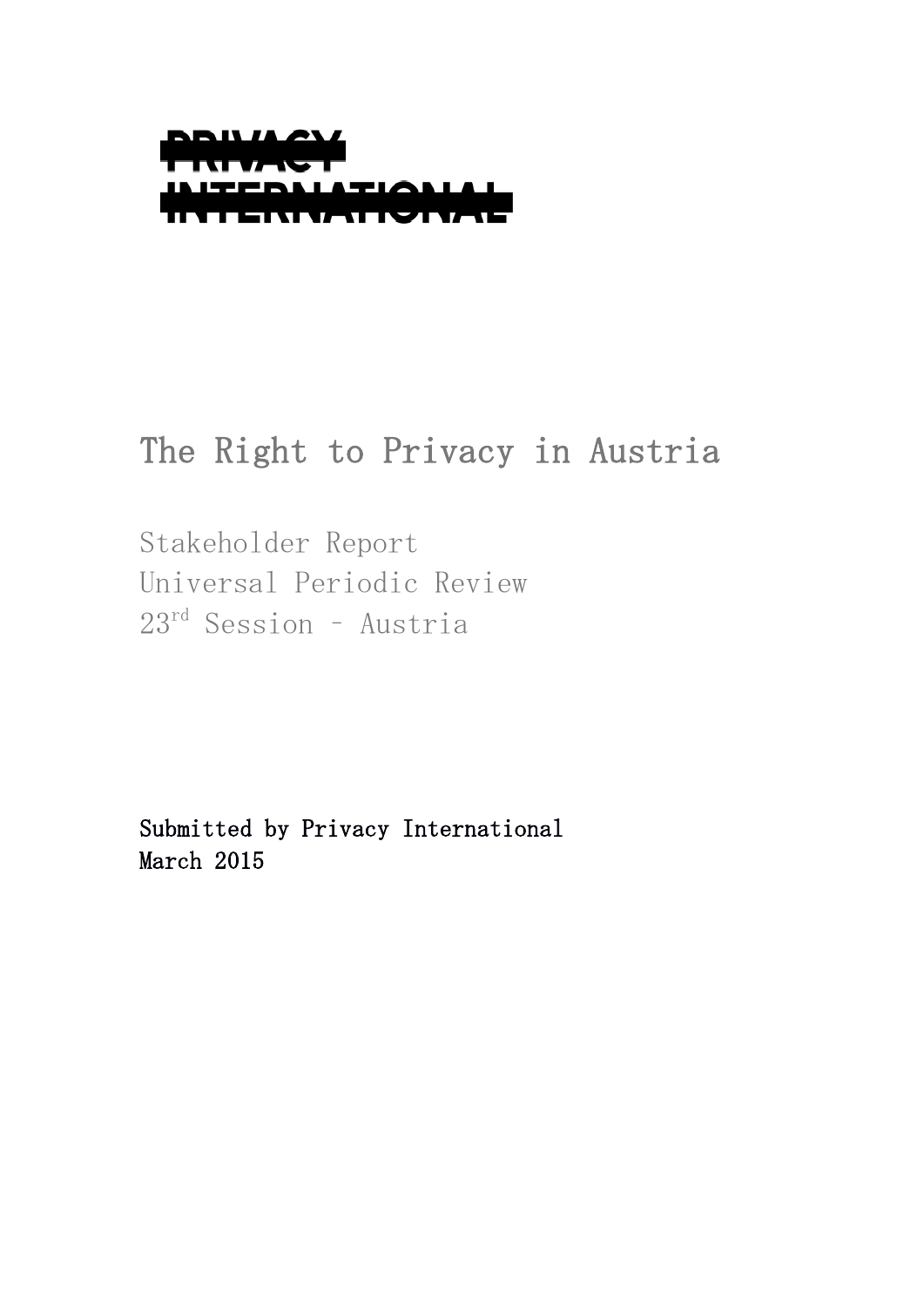PRIVACY INTERNATIONAL

# The Right to Privacy in Austria

Stakeholder Report
Universal Periodic Review
23rd Session – Austria

Submitted by Privacy International
March 2015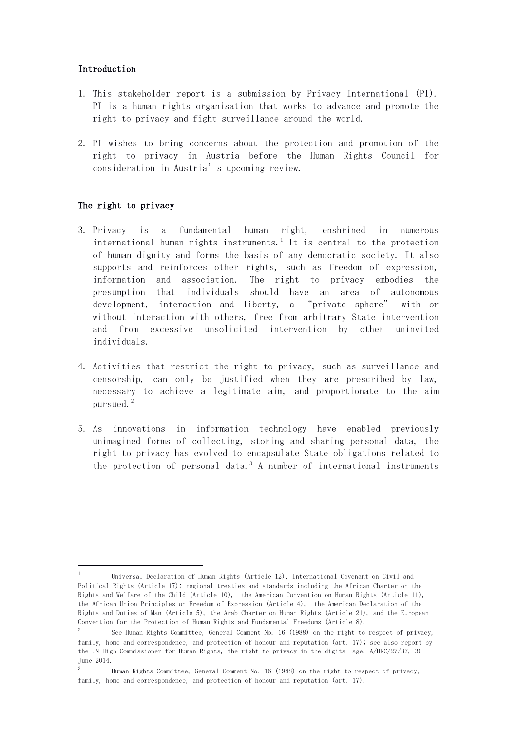## Introduction

1. This stakeholder report is a submission by Privacy International (PI). PI is a human rights organisation that works to advance and promote the right to privacy and fight surveillance around the world.

2. PI wishes to bring concerns about the protection and promotion of the right to privacy in Austria before the Human Rights Council for consideration in Austria's upcoming review.

## The right to privacy

3. Privacy is a fundamental human right, enshrined in numerous international human rights instruments.[1] It is central to the protection of human dignity and forms the basis of any democratic society. It also supports and reinforces other rights, such as freedom of expression, information and association. The right to privacy embodies the presumption that individuals should have an area of autonomous development, interaction and liberty, a "private sphere" with or without interaction with others, free from arbitrary State intervention and from excessive unsolicited intervention by other uninvited individuals.

4. Activities that restrict the right to privacy, such as surveillance and censorship, can only be justified when they are prescribed by law, necessary to achieve a legitimate aim, and proportionate to the aim pursued.[2]

5. As innovations in information technology have enabled previously unimagined forms of collecting, storing and sharing personal data, the right to privacy has evolved to encapsulate State obligations related to the protection of personal data.[3] A number of international instruments

---

[1] Universal Declaration of Human Rights (Article 12), International Covenant on Civil and Political Rights (Article 17); regional treaties and standards including the African Charter on the Rights and Welfare of the Child (Article 10), the American Convention on Human Rights (Article 11), the African Union Principles on Freedom of Expression (Article 4), the American Declaration of the Rights and Duties of Man (Article 5), the Arab Charter on Human Rights (Article 21), and the European Convention for the Protection of Human Rights and Fundamental Freedoms (Article 8).

[2] See Human Rights Committee, General Comment No. 16 (1988) on the right to respect of privacy, family, home and correspondence, and protection of honour and reputation (art. 17); see also report by the UN High Commissioner for Human Rights, the right to privacy in the digital age, A/HRC/27/37, 30 June 2014.

[3] Human Rights Committee, General Comment No. 16 (1988) on the right to respect of privacy, family, home and correspondence, and protection of honour and reputation (art. 17).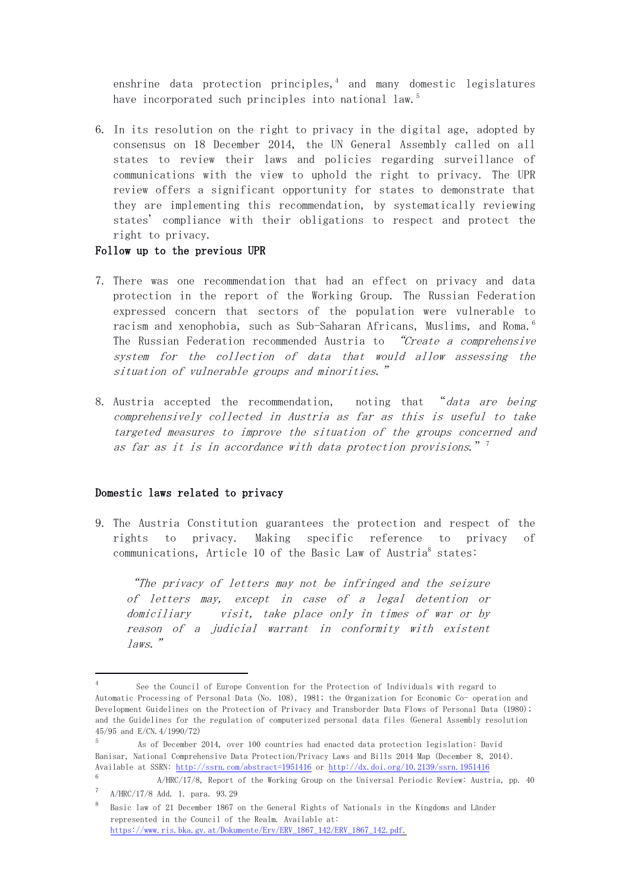enshrine data protection principles,[4] and many domestic legislatures have incorporated such principles into national law.[5]

6. In its resolution on the right to privacy in the digital age, adopted by consensus on 18 December 2014, the UN General Assembly called on all states to review their laws and policies regarding surveillance of communications with the view to uphold the right to privacy. The UPR review offers a significant opportunity for states to demonstrate that they are implementing this recommendation, by systematically reviewing states' compliance with their obligations to respect and protect the right to privacy.

### Follow up to the previous UPR

7. There was one recommendation that had an effect on privacy and data protection in the report of the Working Group. The Russian Federation expressed concern that sectors of the population were vulnerable to racism and xenophobia, such as Sub-Saharan Africans, Muslims, and Roma.[6] The Russian Federation recommended Austria to *"Create a comprehensive system for the collection of data that would allow assessing the situation of vulnerable groups and minorities."*

8. Austria accepted the recommendation, noting that *"data are being comprehensively collected in Austria as far as this is useful to take targeted measures to improve the situation of the groups concerned and as far as it is in accordance with data protection provisions."*[7]

### Domestic laws related to privacy

9. The Austria Constitution guarantees the protection and respect of the rights to privacy. Making specific reference to privacy of communications, Article 10 of the Basic Law of Austria[8] states:

> *"The privacy of letters may not be infringed and the seizure of letters may, except in case of a legal detention or domiciliary visit, take place only in times of war or by reason of a judicial warrant in conformity with existent laws."*

---

[4] See the Council of Europe Convention for the Protection of Individuals with regard to Automatic Processing of Personal Data (No. 108), 1981; the Organization for Economic Co- operation and Development Guidelines on the Protection of Privacy and Transborder Data Flows of Personal Data (1980); and the Guidelines for the regulation of computerized personal data files (General Assembly resolution 45/95 and E/CN.4/1990/72)

[5] As of December 2014, over 100 countries had enacted data protection legislation: David Banisar, National Comprehensive Data Protection/Privacy Laws and Bills 2014 Map (December 8, 2014). Available at SSRN: http://ssrn.com/abstract=1951416 or http://dx.doi.org/10.2139/ssrn.1951416

[6] A/HRC/17/8, Report of the Working Group on the Universal Periodic Review: Austria, pp. 40

[7] A/HRC/17/8 Add. 1. para. 93.29

[8] Basic law of 21 December 1867 on the General Rights of Nationals in the Kingdoms and Länder represented in the Council of the Realm. Available at: https://www.ris.bka.gv.at/Dokumente/Erv/ERV_1867_142/ERV_1867_142.pdf.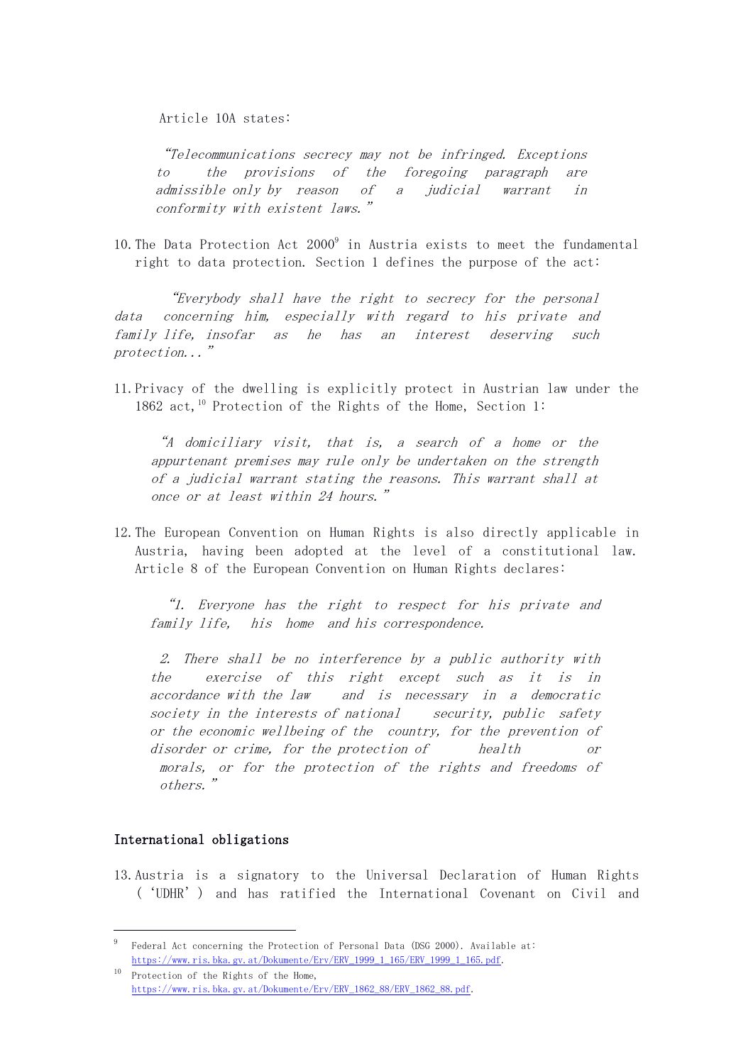Article 10A states:

> *"Telecommunications secrecy may not be infringed. Exceptions to the provisions of the foregoing paragraph are admissible only by reason of a judicial warrant in conformity with existent laws."*

10. The Data Protection Act 2000[9] in Austria exists to meet the fundamental right to data protection. Section 1 defines the purpose of the act:

> *"Everybody shall have the right to secrecy for the personal data concerning him, especially with regard to his private and family life, insofar as he has an interest deserving such protection..."*

11. Privacy of the dwelling is explicitly protect in Austrian law under the 1862 act,[10] Protection of the Rights of the Home, Section 1:

> *"A domiciliary visit, that is, a search of a home or the appurtenant premises may rule only be undertaken on the strength of a judicial warrant stating the reasons. This warrant shall at once or at least within 24 hours."*

12. The European Convention on Human Rights is also directly applicable in Austria, having been adopted at the level of a constitutional law. Article 8 of the European Convention on Human Rights declares:

> *"1. Everyone has the right to respect for his private and family life, his home and his correspondence.*
>
> *2. There shall be no interference by a public authority with the exercise of this right except such as it is in accordance with the law and is necessary in a democratic society in the interests of national security, public safety or the economic wellbeing of the country, for the prevention of disorder or crime, for the protection of health or morals, or for the protection of the rights and freedoms of others."*

## International obligations

13. Austria is a signatory to the Universal Declaration of Human Rights ('UDHR') and has ratified the International Covenant on Civil and

---

[9] Federal Act concerning the Protection of Personal Data (DSG 2000). Available at: https://www.ris.bka.gv.at/Dokumente/Erv/ERV_1999_1_165/ERV_1999_1_165.pdf.

[10] Protection of the Rights of the Home, https://www.ris.bka.gv.at/Dokumente/Erv/ERV_1862_88/ERV_1862_88.pdf.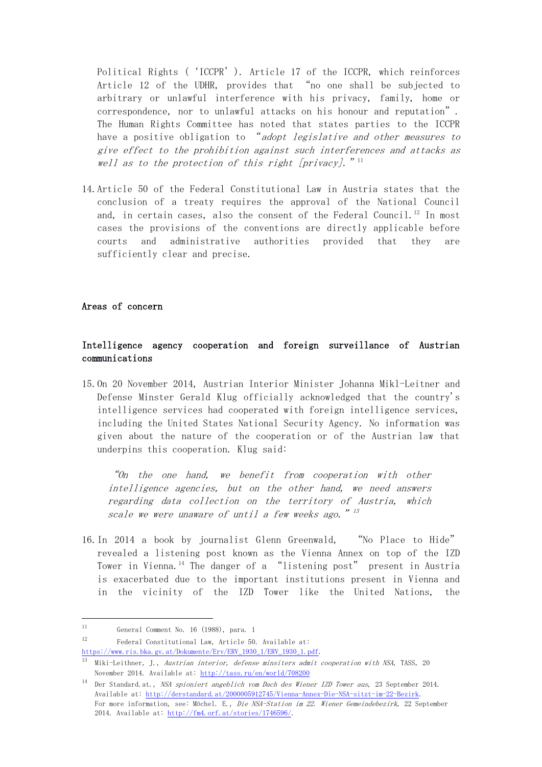Political Rights ('ICCPR'). Article 17 of the ICCPR, which reinforces Article 12 of the UDHR, provides that "no one shall be subjected to arbitrary or unlawful interference with his privacy, family, home or correspondence, nor to unlawful attacks on his honour and reputation". The Human Rights Committee has noted that states parties to the ICCPR have a positive obligation to "*adopt legislative and other measures to give effect to the prohibition against such interferences and attacks as well as to the protection of this right [privacy].*"[11]

14. Article 50 of the Federal Constitutional Law in Austria states that the conclusion of a treaty requires the approval of the National Council and, in certain cases, also the consent of the Federal Council.[12] In most cases the provisions of the conventions are directly applicable before courts and administrative authorities provided that they are sufficiently clear and precise.

## Areas of concern

### Intelligence agency cooperation and foreign surveillance of Austrian communications

15. On 20 November 2014, Austrian Interior Minister Johanna Mikl-Leitner and Defense Minster Gerald Klug officially acknowledged that the country's intelligence services had cooperated with foreign intelligence services, including the United States National Security Agency. No information was given about the nature of the cooperation or of the Austrian law that underpins this cooperation. Klug said:

> *"On the one hand, we benefit from cooperation with other intelligence agencies, but on the other hand, we need answers regarding data collection on the territory of Austria, which scale we were unaware of until a few weeks ago."*[13]

16. In 2014 a book by journalist Glenn Greenwald, "No Place to Hide" revealed a listening post known as the Vienna Annex on top of the IZD Tower in Vienna.[14] The danger of a "listening post" present in Austria is exacerbated due to the important institutions present in Vienna and in the vicinity of the IZD Tower like the United Nations, the

---

[11] General Comment No. 16 (1988), para. 1

[12] Federal Constitutional Law, Article 50. Available at: https://www.ris.bka.gv.at/Dokumente/Erv/ERV_1930_1/ERV_1930_1.pdf.

[13] Miki-Leithner, J., *Austrian interior, defense minsiters admit cooperation with NSA*, TASS, 20 November 2014. Available at: http://tass.ru/en/world/708200

[14] Der Standard.at., *NSA spioniert angeblich vom Dach des Wiener IZD Tower aus*, 23 September 2014. Available at: http://derstandard.at/2000005912745/Vienna-Annex-Die-NSA-sitzt-im-22-Bezirk. For more information, see: Möchel. E., *Die NSA-Station im 22. Wiener Gemeindebezirk,* 22 September 2014. Available at: http://fm4.orf.at/stories/1746596/.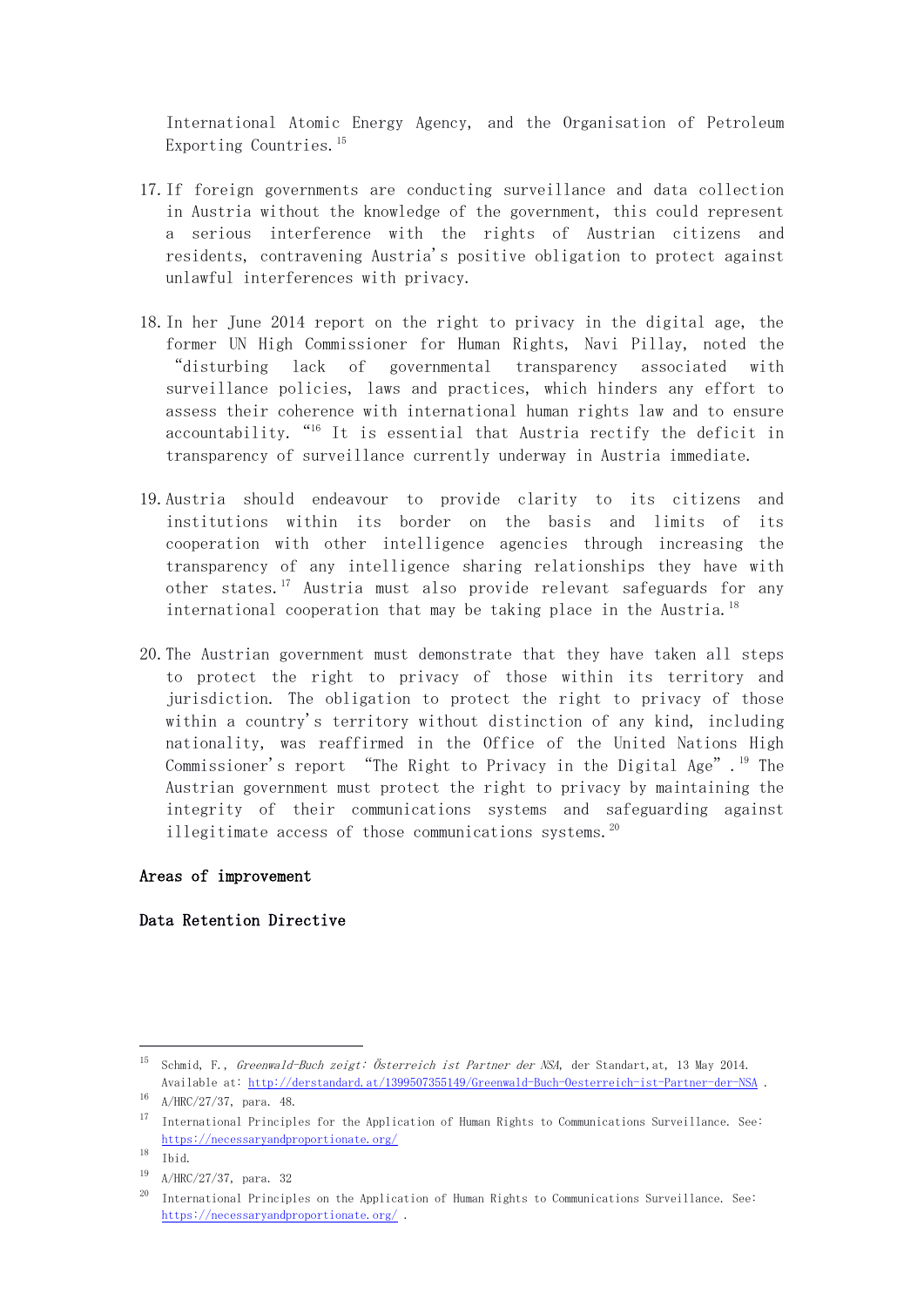International Atomic Energy Agency, and the Organisation of Petroleum Exporting Countries.[15]

17. If foreign governments are conducting surveillance and data collection in Austria without the knowledge of the government, this could represent a serious interference with the rights of Austrian citizens and residents, contravening Austria's positive obligation to protect against unlawful interferences with privacy.

18. In her June 2014 report on the right to privacy in the digital age, the former UN High Commissioner for Human Rights, Navi Pillay, noted the "disturbing lack of governmental transparency associated with surveillance policies, laws and practices, which hinders any effort to assess their coherence with international human rights law and to ensure accountability. "[16] It is essential that Austria rectify the deficit in transparency of surveillance currently underway in Austria immediate.

19. Austria should endeavour to provide clarity to its citizens and institutions within its border on the basis and limits of its cooperation with other intelligence agencies through increasing the transparency of any intelligence sharing relationships they have with other states.[17] Austria must also provide relevant safeguards for any international cooperation that may be taking place in the Austria.[18]

20. The Austrian government must demonstrate that they have taken all steps to protect the right to privacy of those within its territory and jurisdiction. The obligation to protect the right to privacy of those within a country's territory without distinction of any kind, including nationality, was reaffirmed in the Office of the United Nations High Commissioner's report "The Right to Privacy in the Digital Age".[19] The Austrian government must protect the right to privacy by maintaining the integrity of their communications systems and safeguarding against illegitimate access of those communications systems.[20]

**Areas of improvement**

**Data Retention Directive**

---

[15] Schmid, F., *Greenwald-Buch zeigt: Österreich ist Partner der NSA*, der Standart,at, 13 May 2014. Available at: http://derstandard.at/1399507355149/Greenwald-Buch-Oesterreich-ist-Partner-der-NSA .

[16] A/HRC/27/37, para. 48.

[17] International Principles for the Application of Human Rights to Communications Surveillance. See: https://necessaryandproportionate.org/

[18] Ibid.

[19] A/HRC/27/37, para. 32

[20] International Principles on the Application of Human Rights to Communications Surveillance. See: https://necessaryandproportionate.org/ .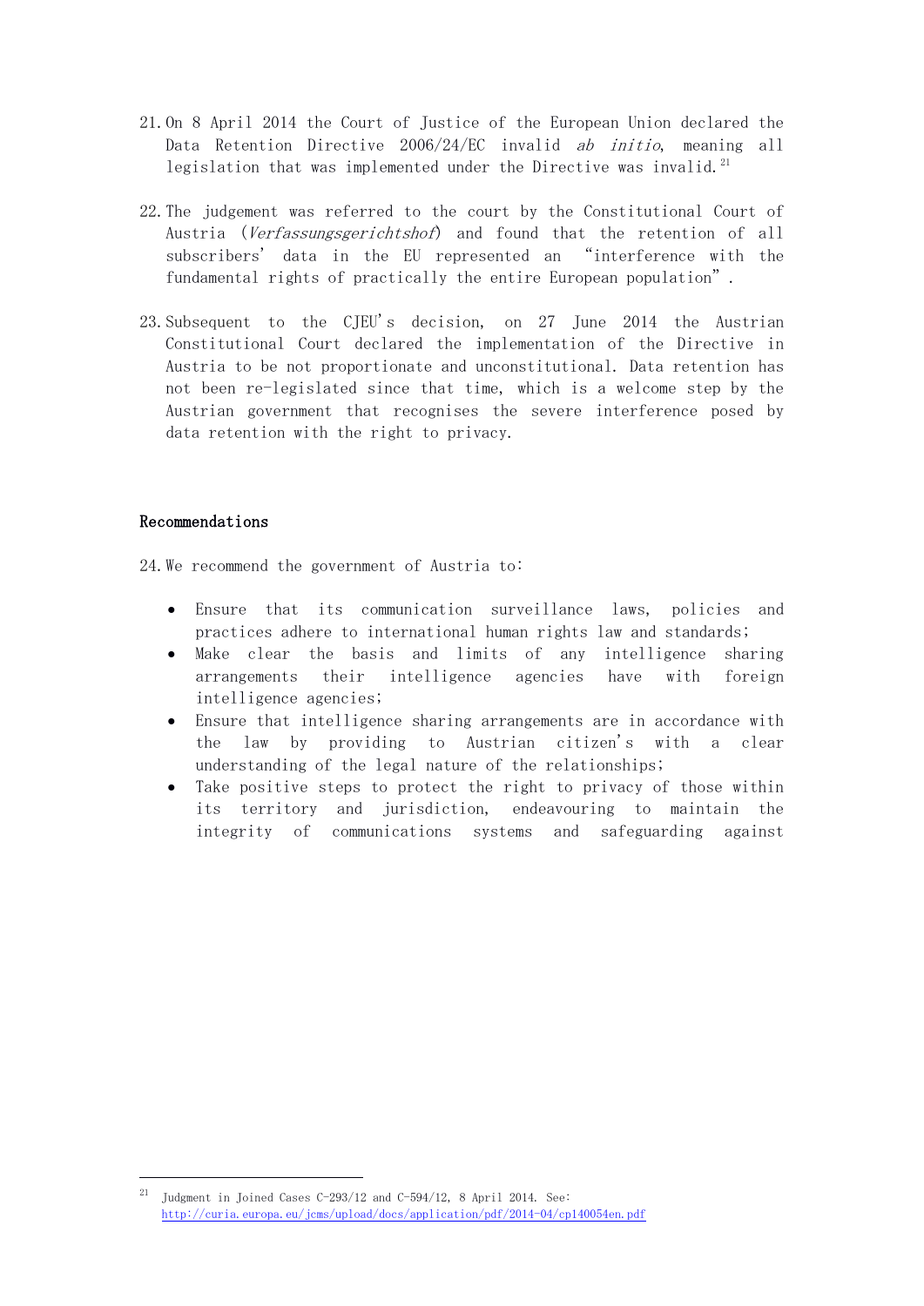21. On 8 April 2014 the Court of Justice of the European Union declared the Data Retention Directive 2006/24/EC invalid *ab initio*, meaning all legislation that was implemented under the Directive was invalid.[21]

22. The judgement was referred to the court by the Constitutional Court of Austria (*Verfassungsgerichtshof*) and found that the retention of all subscribers' data in the EU represented an "interference with the fundamental rights of practically the entire European population".

23. Subsequent to the CJEU's decision, on 27 June 2014 the Austrian Constitutional Court declared the implementation of the Directive in Austria to be not proportionate and unconstitutional. Data retention has not been re-legislated since that time, which is a welcome step by the Austrian government that recognises the severe interference posed by data retention with the right to privacy.

## Recommendations

24. We recommend the government of Austria to:

- Ensure that its communication surveillance laws, policies and practices adhere to international human rights law and standards;
- Make clear the basis and limits of any intelligence sharing arrangements their intelligence agencies have with foreign intelligence agencies;
- Ensure that intelligence sharing arrangements are in accordance with the law by providing to Austrian citizen's with a clear understanding of the legal nature of the relationships;
- Take positive steps to protect the right to privacy of those within its territory and jurisdiction, endeavouring to maintain the integrity of communications systems and safeguarding against

---

[21] Judgment in Joined Cases C-293/12 and C-594/12, 8 April 2014. See: http://curia.europa.eu/jcms/upload/docs/application/pdf/2014-04/cp140054en.pdf